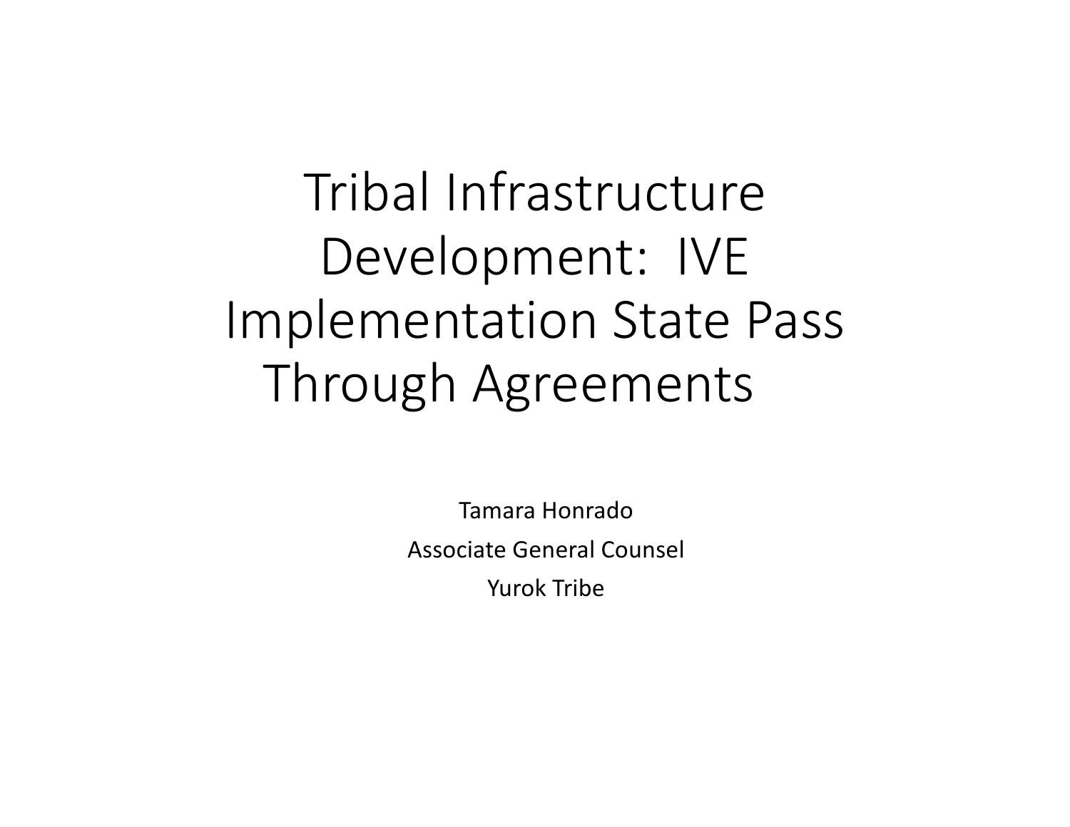# Tribal Infrastructure Development: IVE Implementation State Pass Through Agreements

Tamara Honrado

Associate General Counsel

Yurok Tribe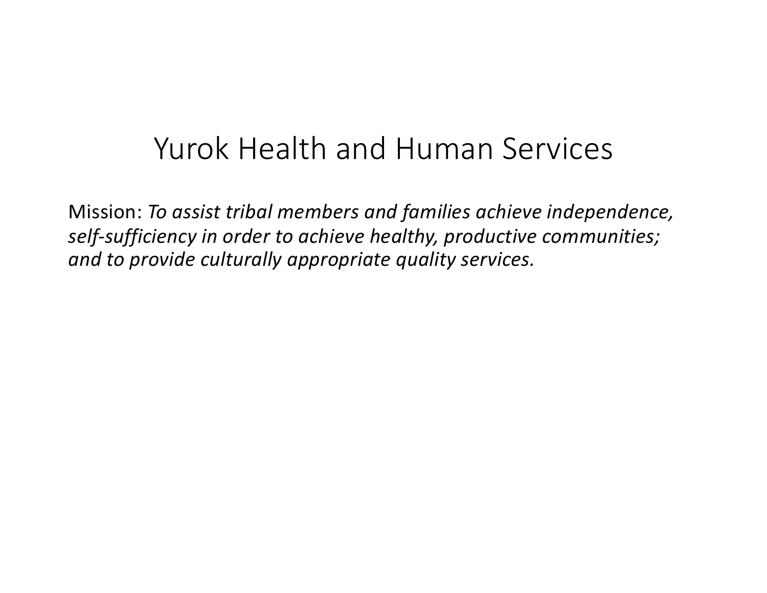# Yurok Health and Human Services

Mission: *To assist tribal members and families achieve independence, self-sufficiency in order to achieve healthy, productive communities; and to provide culturally appropriate quality services.*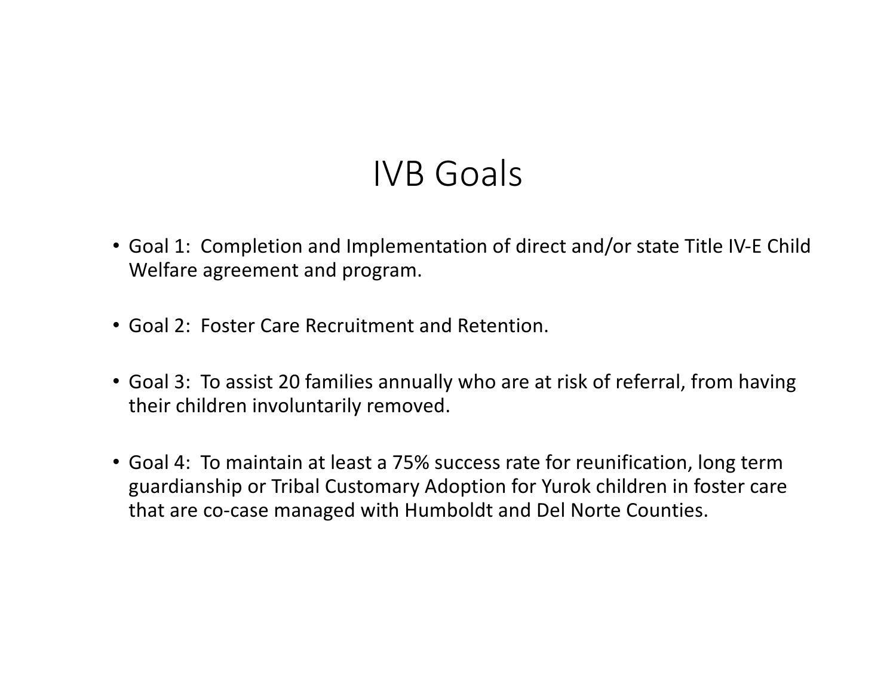# IVB Goals

- Goal 1: Completion and Implementation of direct and/or state Title IV-E Child Welfare agreement and program.
- Goal 2: Foster Care Recruitment and Retention.
- Goal 3: To assist 20 families annually who are at risk of referral, from having their children involuntarily removed.
- Goal 4: To maintain at least a 75% success rate for reunification, long term guardianship or Tribal Customary Adoption for Yurok children in foster care that are co-case managed with Humboldt and Del Norte Counties.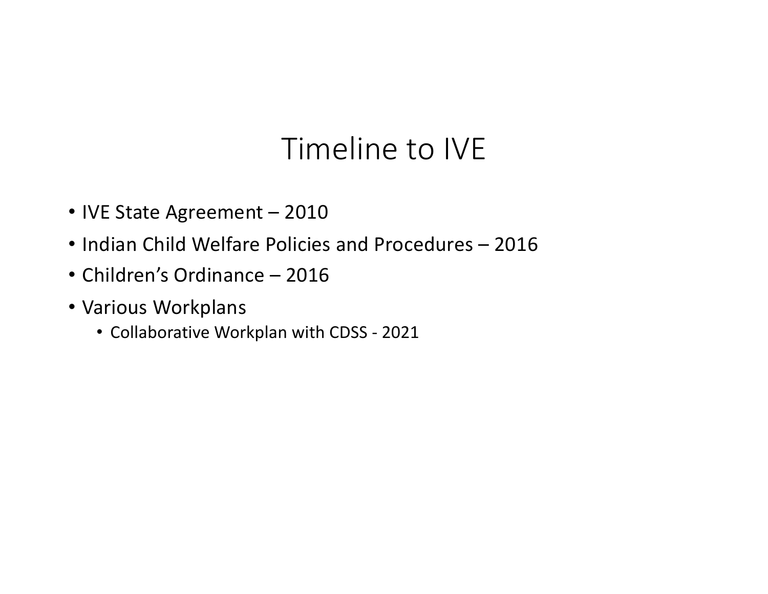# Timeline to IVE

- IVE State Agreement – 2010
- Indian Child Welfare Policies and Procedures – 2016
- Children's Ordinance – 2016
- Various Workplans
  - Collaborative Workplan with CDSS - 2021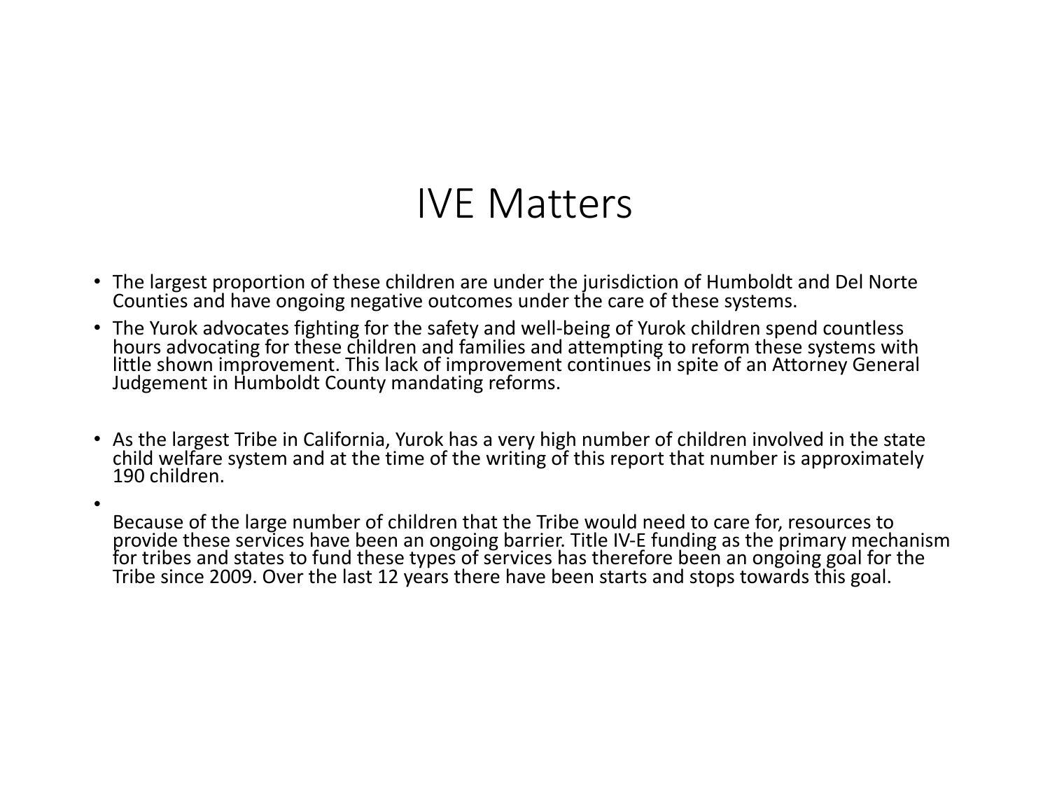# IVE Matters

- The largest proportion of these children are under the jurisdiction of Humboldt and Del Norte Counties and have ongoing negative outcomes under the care of these systems.
- The Yurok advocates fighting for the safety and well-being of Yurok children spend countless hours advocating for these children and families and attempting to reform these systems with little shown improvement. This lack of improvement continues in spite of an Attorney General Judgement in Humboldt County mandating reforms.
- As the largest Tribe in California, Yurok has a very high number of children involved in the state child welfare system and at the time of the writing of this report that number is approximately 190 children.
- Because of the large number of children that the Tribe would need to care for, resources to provide these services have been an ongoing barrier. Title IV-E funding as the primary mechanism for tribes and states to fund these types of services has therefore been an ongoing goal for the Tribe since 2009. Over the last 12 years there have been starts and stops towards this goal.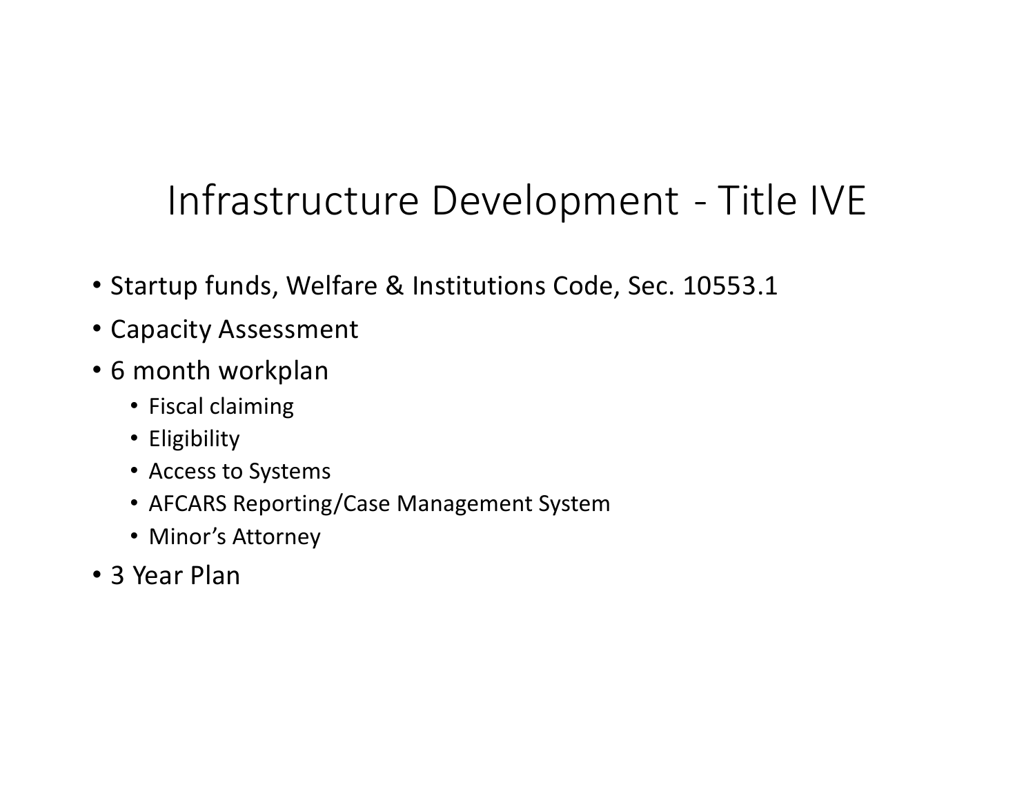# Infrastructure Development - Title IVE

- Startup funds, Welfare & Institutions Code, Sec. 10553.1
- Capacity Assessment
- 6 month workplan
  - Fiscal claiming
  - Eligibility
  - Access to Systems
  - AFCARS Reporting/Case Management System
  - Minor's Attorney
- 3 Year Plan